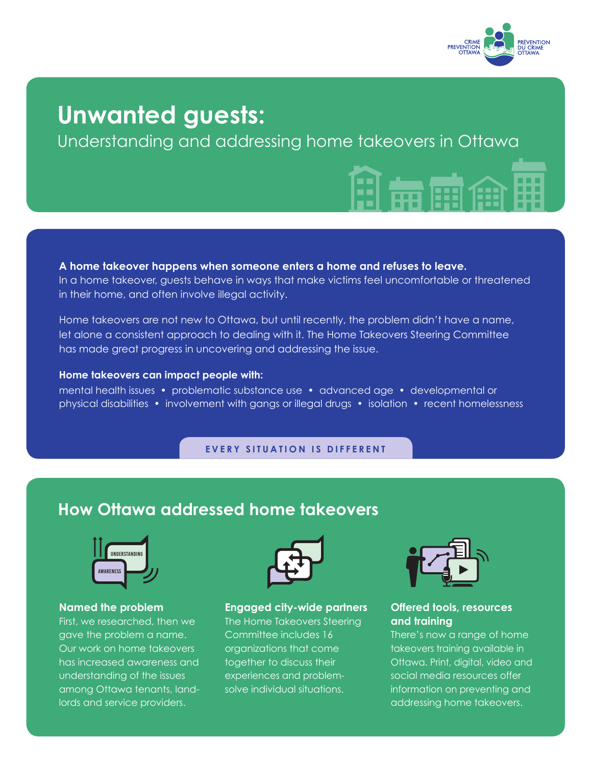# Unwanted guests:

Understanding and addressing home takeovers in Ottawa

**A home takeover happens when someone enters a home and refuses to leave.** In a home takeover, guests behave in ways that make victims feel uncomfortable or threatened in their home, and often involve illegal activity.

Home takeovers are not new to Ottawa, but until recently, the problem didn't have a name, let alone a consistent approach to dealing with it. The Home Takeovers Steering Committee has made great progress in uncovering and addressing the issue.

**Home takeovers can impact people with:**

mental health issues • problematic substance use • advanced age • developmental or physical disabilities • involvement with gangs or illegal drugs • isolation • recent homelessness

EVERY SITUATION IS DIFFERENT

## How Ottawa addressed home takeovers

### Named the problem

First, we researched, then we gave the problem a name. Our work on home takeovers has increased awareness and understanding of the issues among Ottawa tenants, landlords and service providers.

### Engaged city-wide partners

The Home Takeovers Steering Committee includes 16 organizations that come together to discuss their experiences and problem-solve individual situations.

### Offered tools, resources and training

There's now a range of home takeovers training available in Ottawa. Print, digital, video and social media resources offer information on preventing and addressing home takeovers.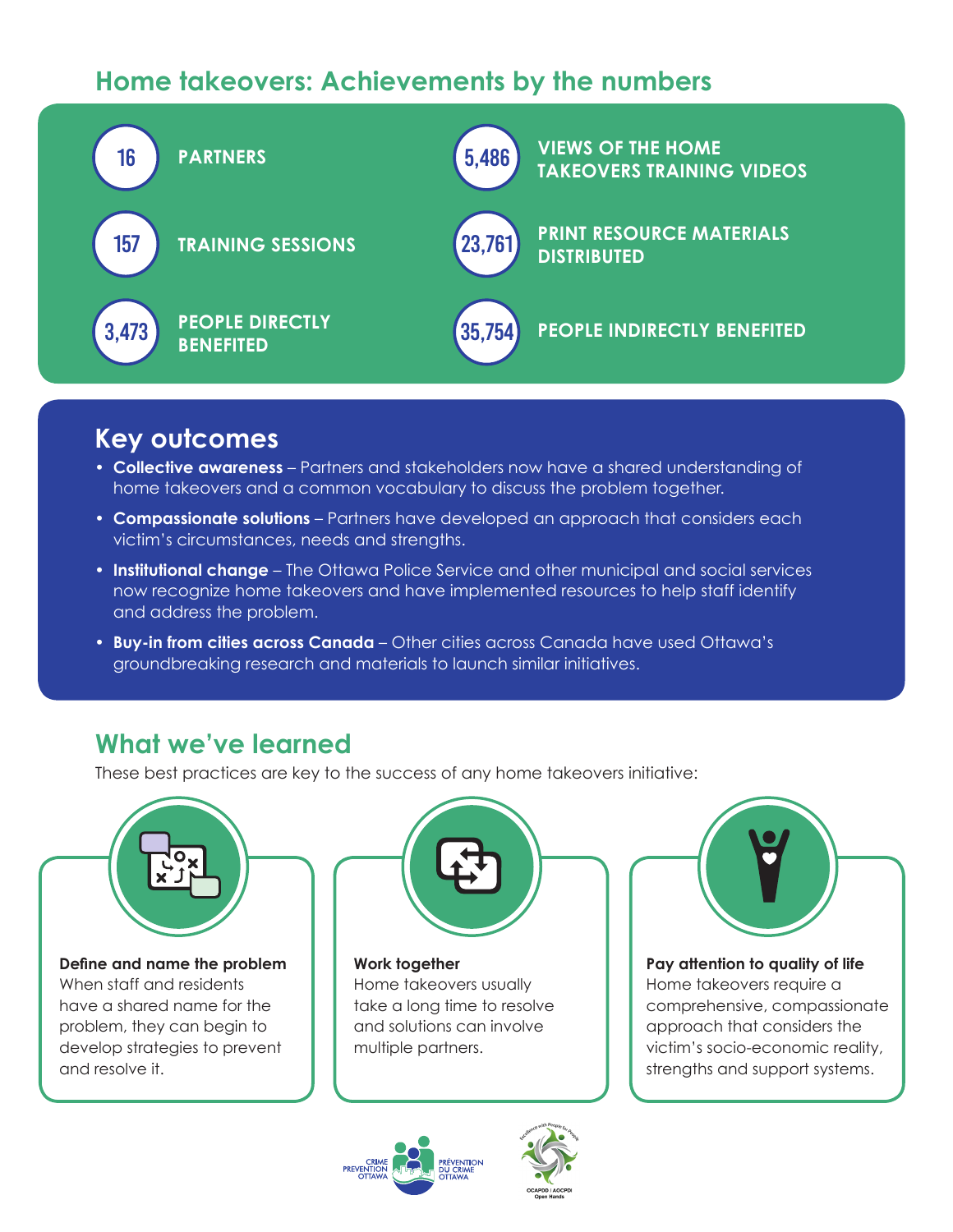## Home takeovers: Achievements by the numbers

- **16** PARTNERS
- **157** TRAINING SESSIONS
- **3,473** PEOPLE DIRECTLY BENEFITED
- **5,486** VIEWS OF THE HOME TAKEOVERS TRAINING VIDEOS
- **23,761** PRINT RESOURCE MATERIALS DISTRIBUTED
- **35,754** PEOPLE INDIRECTLY BENEFITED

## Key outcomes

- **Collective awareness** – Partners and stakeholders now have a shared understanding of home takeovers and a common vocabulary to discuss the problem together.
- **Compassionate solutions** – Partners have developed an approach that considers each victim's circumstances, needs and strengths.
- **Institutional change** – The Ottawa Police Service and other municipal and social services now recognize home takeovers and have implemented resources to help staff identify and address the problem.
- **Buy-in from cities across Canada** – Other cities across Canada have used Ottawa's groundbreaking research and materials to launch similar initiatives.

## What we've learned

These best practices are key to the success of any home takeovers initiative:

**Define and name the problem**
When staff and residents have a shared name for the problem, they can begin to develop strategies to prevent and resolve it.

**Work together**
Home takeovers usually take a long time to resolve and solutions can involve multiple partners.

**Pay attention to quality of life**
Home takeovers require a comprehensive, compassionate approach that considers the victim's socio-economic reality, strengths and support systems.

CRIME PREVENTION OTTAWA | PRÉVENTION DU CRIME OTTAWA

OCAPDD | AOCPDI Open Hands